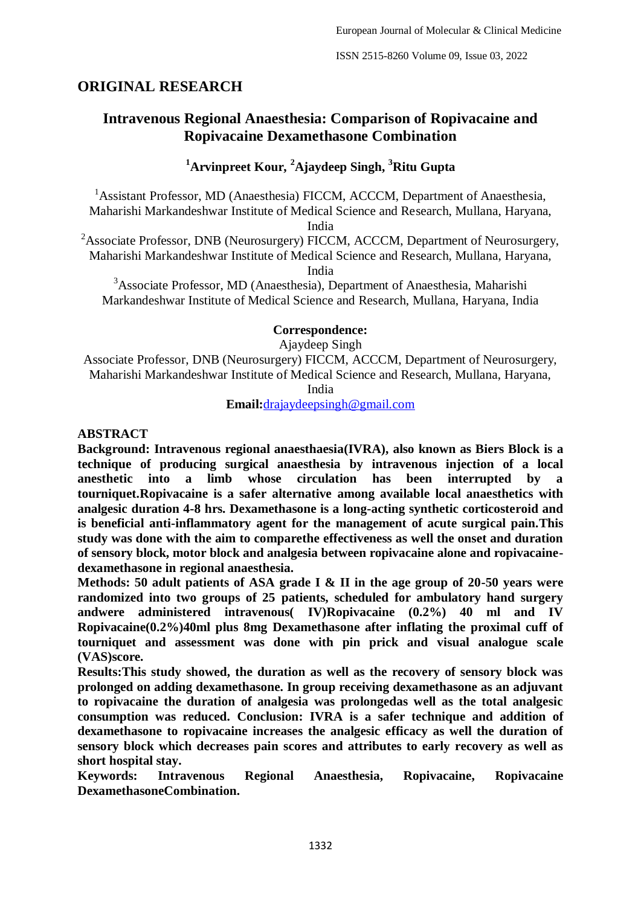## ORIGINAL RESEARCH

# Intravenous Regional Anaesthesia: Comparison of Ropivacaine and Ropivacaine Dexamethasone Combination

**[1]Arvinpreet Kour, [2]Ajaydeep Singh, [3]Ritu Gupta**

[1]Assistant Professor, MD (Anaesthesia) FICCM, ACCCM, Department of Anaesthesia, Maharishi Markandeshwar Institute of Medical Science and Research, Mullana, Haryana, India

[2]Associate Professor, DNB (Neurosurgery) FICCM, ACCCM, Department of Neurosurgery, Maharishi Markandeshwar Institute of Medical Science and Research, Mullana, Haryana, India

[3]Associate Professor, MD (Anaesthesia), Department of Anaesthesia, Maharishi Markandeshwar Institute of Medical Science and Research, Mullana, Haryana, India

**Correspondence:**

Ajaydeep Singh

Associate Professor, DNB (Neurosurgery) FICCM, ACCCM, Department of Neurosurgery, Maharishi Markandeshwar Institute of Medical Science and Research, Mullana, Haryana, India

**Email:**drajaydeepsingh@gmail.com

## ABSTRACT

**Background: Intravenous regional anaesthaesia(IVRA), also known as Biers Block is a technique of producing surgical anaesthesia by intravenous injection of a local anesthetic into a limb whose circulation has been interrupted by a tourniquet.Ropivacaine is a safer alternative among available local anaesthetics with analgesic duration 4-8 hrs. Dexamethasone is a long-acting synthetic corticosteroid and is beneficial anti-inflammatory agent for the management of acute surgical pain.This study was done with the aim to comparethe effectiveness as well the onset and duration of sensory block, motor block and analgesia between ropivacaine alone and ropivacaine-dexamethasone in regional anaesthesia.**

**Methods: 50 adult patients of ASA grade I & II in the age group of 20-50 years were randomized into two groups of 25 patients, scheduled for ambulatory hand surgery andwere administered intravenous( IV)Ropivacaine (0.2%) 40 ml and IV Ropivacaine(0.2%)40ml plus 8mg Dexamethasone after inflating the proximal cuff of tourniquet and assessment was done with pin prick and visual analogue scale (VAS)score.**

**Results:This study showed, the duration as well as the recovery of sensory block was prolonged on adding dexamethasone. In group receiving dexamethasone as an adjuvant to ropivacaine the duration of analgesia was prolongedas well as the total analgesic consumption was reduced. Conclusion: IVRA is a safer technique and addition of dexamethasone to ropivacaine increases the analgesic efficacy as well the duration of sensory block which decreases pain scores and attributes to early recovery as well as short hospital stay.**

**Keywords: Intravenous Regional Anaesthesia, Ropivacaine, Ropivacaine DexamethasoneCombination.**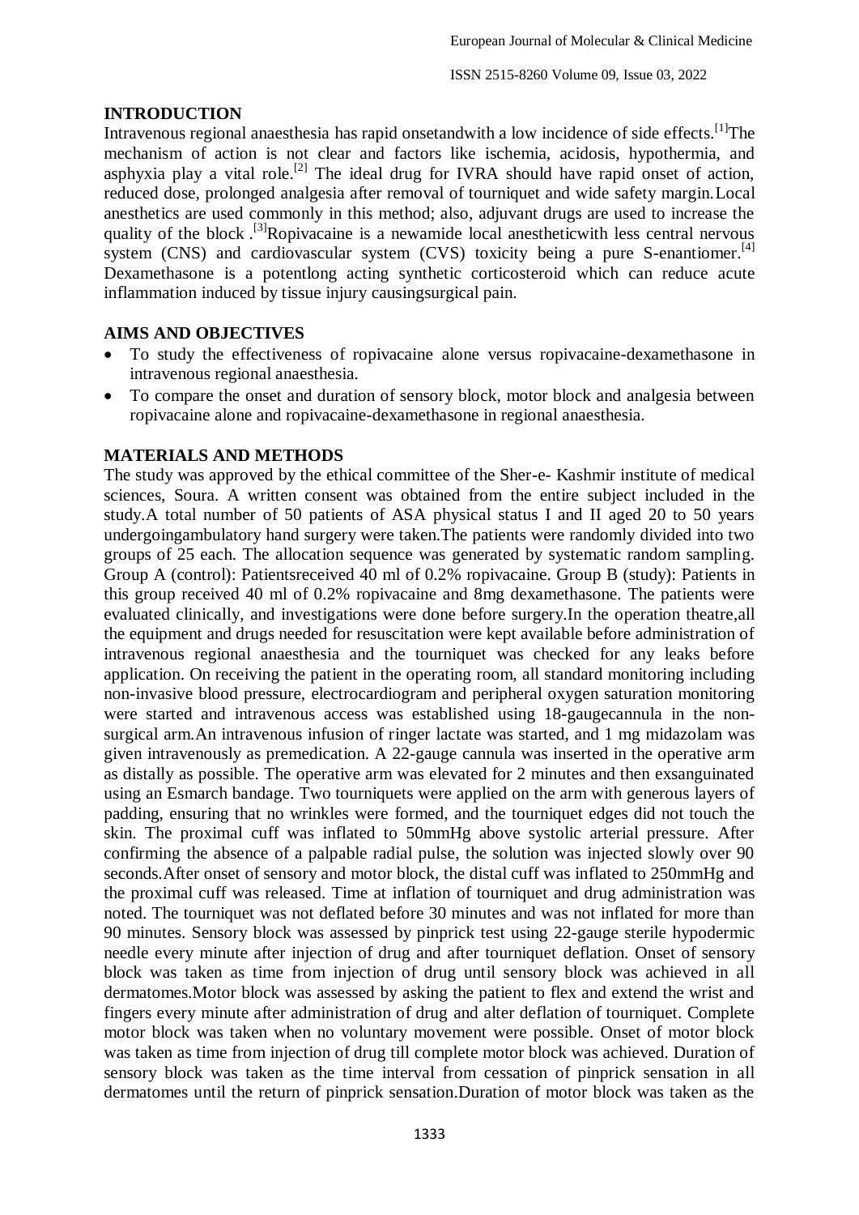## INTRODUCTION

Intravenous regional anaesthesia has rapid onsetandwith a low incidence of side effects.[1]The mechanism of action is not clear and factors like ischemia, acidosis, hypothermia, and asphyxia play a vital role.[2] The ideal drug for IVRA should have rapid onset of action, reduced dose, prolonged analgesia after removal of tourniquet and wide safety margin. Local anesthetics are used commonly in this method; also, adjuvant drugs are used to increase the quality of the block .[3]Ropivacaine is a newamide local anestheticwith less central nervous system (CNS) and cardiovascular system (CVS) toxicity being a pure S-enantiomer.[4] Dexamethasone is a potentlong acting synthetic corticosteroid which can reduce acute inflammation induced by tissue injury causingsurgical pain.

## AIMS AND OBJECTIVES

- To study the effectiveness of ropivacaine alone versus ropivacaine-dexamethasone in intravenous regional anaesthesia.
- To compare the onset and duration of sensory block, motor block and analgesia between ropivacaine alone and ropivacaine-dexamethasone in regional anaesthesia.

## MATERIALS AND METHODS

The study was approved by the ethical committee of the Sher-e- Kashmir institute of medical sciences, Soura. A written consent was obtained from the entire subject included in the study.A total number of 50 patients of ASA physical status I and II aged 20 to 50 years undergoingambulatory hand surgery were taken.The patients were randomly divided into two groups of 25 each. The allocation sequence was generated by systematic random sampling. Group A (control): Patientsreceived 40 ml of 0.2% ropivacaine. Group B (study): Patients in this group received 40 ml of 0.2% ropivacaine and 8mg dexamethasone. The patients were evaluated clinically, and investigations were done before surgery.In the operation theatre,all the equipment and drugs needed for resuscitation were kept available before administration of intravenous regional anaesthesia and the tourniquet was checked for any leaks before application. On receiving the patient in the operating room, all standard monitoring including non-invasive blood pressure, electrocardiogram and peripheral oxygen saturation monitoring were started and intravenous access was established using 18-gaugecannula in the non-surgical arm.An intravenous infusion of ringer lactate was started, and 1 mg midazolam was given intravenously as premedication. A 22-gauge cannula was inserted in the operative arm as distally as possible. The operative arm was elevated for 2 minutes and then exsanguinated using an Esmarch bandage. Two tourniquets were applied on the arm with generous layers of padding, ensuring that no wrinkles were formed, and the tourniquet edges did not touch the skin. The proximal cuff was inflated to 50mmHg above systolic arterial pressure. After confirming the absence of a palpable radial pulse, the solution was injected slowly over 90 seconds.After onset of sensory and motor block, the distal cuff was inflated to 250mmHg and the proximal cuff was released. Time at inflation of tourniquet and drug administration was noted. The tourniquet was not deflated before 30 minutes and was not inflated for more than 90 minutes. Sensory block was assessed by pinprick test using 22-gauge sterile hypodermic needle every minute after injection of drug and after tourniquet deflation. Onset of sensory block was taken as time from injection of drug until sensory block was achieved in all dermatomes.Motor block was assessed by asking the patient to flex and extend the wrist and fingers every minute after administration of drug and alter deflation of tourniquet. Complete motor block was taken when no voluntary movement were possible. Onset of motor block was taken as time from injection of drug till complete motor block was achieved. Duration of sensory block was taken as the time interval from cessation of pinprick sensation in all dermatomes until the return of pinprick sensation.Duration of motor block was taken as the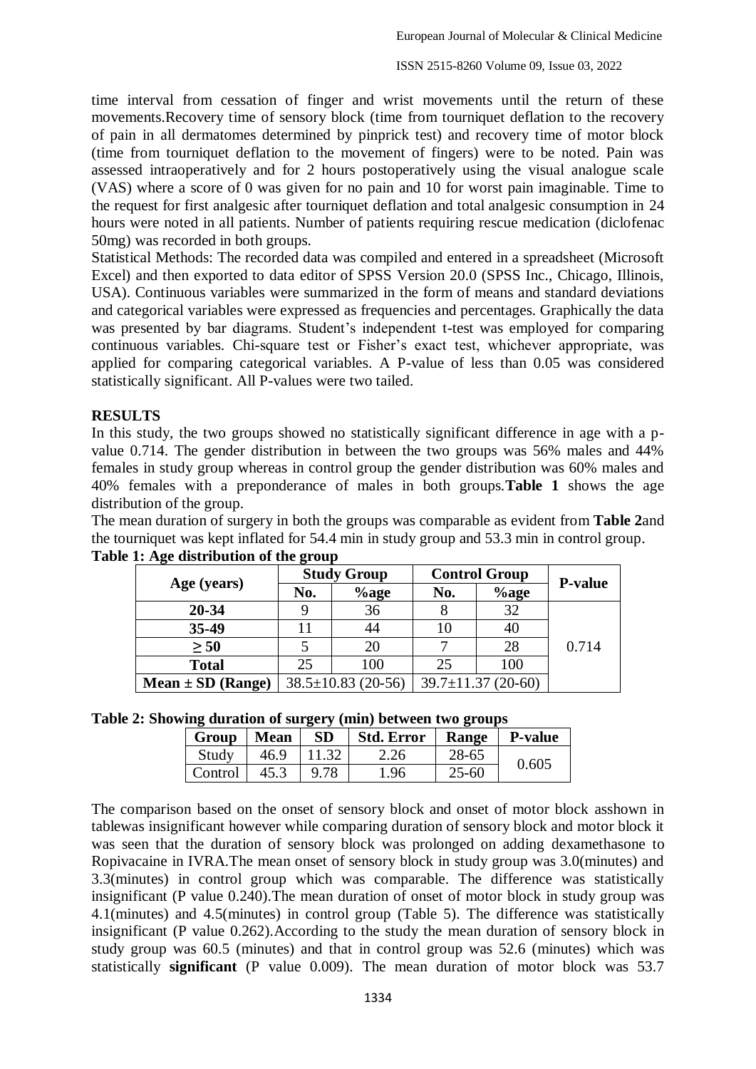time interval from cessation of finger and wrist movements until the return of these movements.Recovery time of sensory block (time from tourniquet deflation to the recovery of pain in all dermatomes determined by pinprick test) and recovery time of motor block (time from tourniquet deflation to the movement of fingers) were to be noted. Pain was assessed intraoperatively and for 2 hours postoperatively using the visual analogue scale (VAS) where a score of 0 was given for no pain and 10 for worst pain imaginable. Time to the request for first analgesic after tourniquet deflation and total analgesic consumption in 24 hours were noted in all patients. Number of patients requiring rescue medication (diclofenac 50mg) was recorded in both groups.

Statistical Methods: The recorded data was compiled and entered in a spreadsheet (Microsoft Excel) and then exported to data editor of SPSS Version 20.0 (SPSS Inc., Chicago, Illinois, USA). Continuous variables were summarized in the form of means and standard deviations and categorical variables were expressed as frequencies and percentages. Graphically the data was presented by bar diagrams. Student's independent t-test was employed for comparing continuous variables. Chi-square test or Fisher's exact test, whichever appropriate, was applied for comparing categorical variables. A P-value of less than 0.05 was considered statistically significant. All P-values were two tailed.

## RESULTS

In this study, the two groups showed no statistically significant difference in age with a p-value 0.714. The gender distribution in between the two groups was 56% males and 44% females in study group whereas in control group the gender distribution was 60% males and 40% females with a preponderance of males in both groups.**Table 1** shows the age distribution of the group.

The mean duration of surgery in both the groups was comparable as evident from **Table 2**and the tourniquet was kept inflated for 54.4 min in study group and 53.3 min in control group.

**Table 1: Age distribution of the group**

| Age (years) | Study Group | | Control Group | | P-value |
|---|---|---|---|---|---|
| | No. | %age | No. | %age | |
| **20-34** | 9 | 36 | 8 | 32 | 0.714 |
| **35-49** | 11 | 44 | 10 | 40 | |
| **≥ 50** | 5 | 20 | 7 | 28 | |
| **Total** | 25 | 100 | 25 | 100 | |
| **Mean ± SD (Range)** | 38.5±10.83 (20-56) | | 39.7±11.37 (20-60) | | |

**Table 2: Showing duration of surgery (min) between two groups**

| Group | Mean | SD | Std. Error | Range | P-value |
|---|---|---|---|---|---|
| Study | 46.9 | 11.32 | 2.26 | 28-65 | 0.605 |
| Control | 45.3 | 9.78 | 1.96 | 25-60 | |

The comparison based on the onset of sensory block and onset of motor block asshown in tablewas insignificant however while comparing duration of sensory block and motor block it was seen that the duration of sensory block was prolonged on adding dexamethasone to Ropivacaine in IVRA.The mean onset of sensory block in study group was 3.0(minutes) and 3.3(minutes) in control group which was comparable. The difference was statistically insignificant (P value 0.240).The mean duration of onset of motor block in study group was 4.1(minutes) and 4.5(minutes) in control group (Table 5). The difference was statistically insignificant (P value 0.262).According to the study the mean duration of sensory block in study group was 60.5 (minutes) and that in control group was 52.6 (minutes) which was statistically **significant** (P value 0.009). The mean duration of motor block was 53.7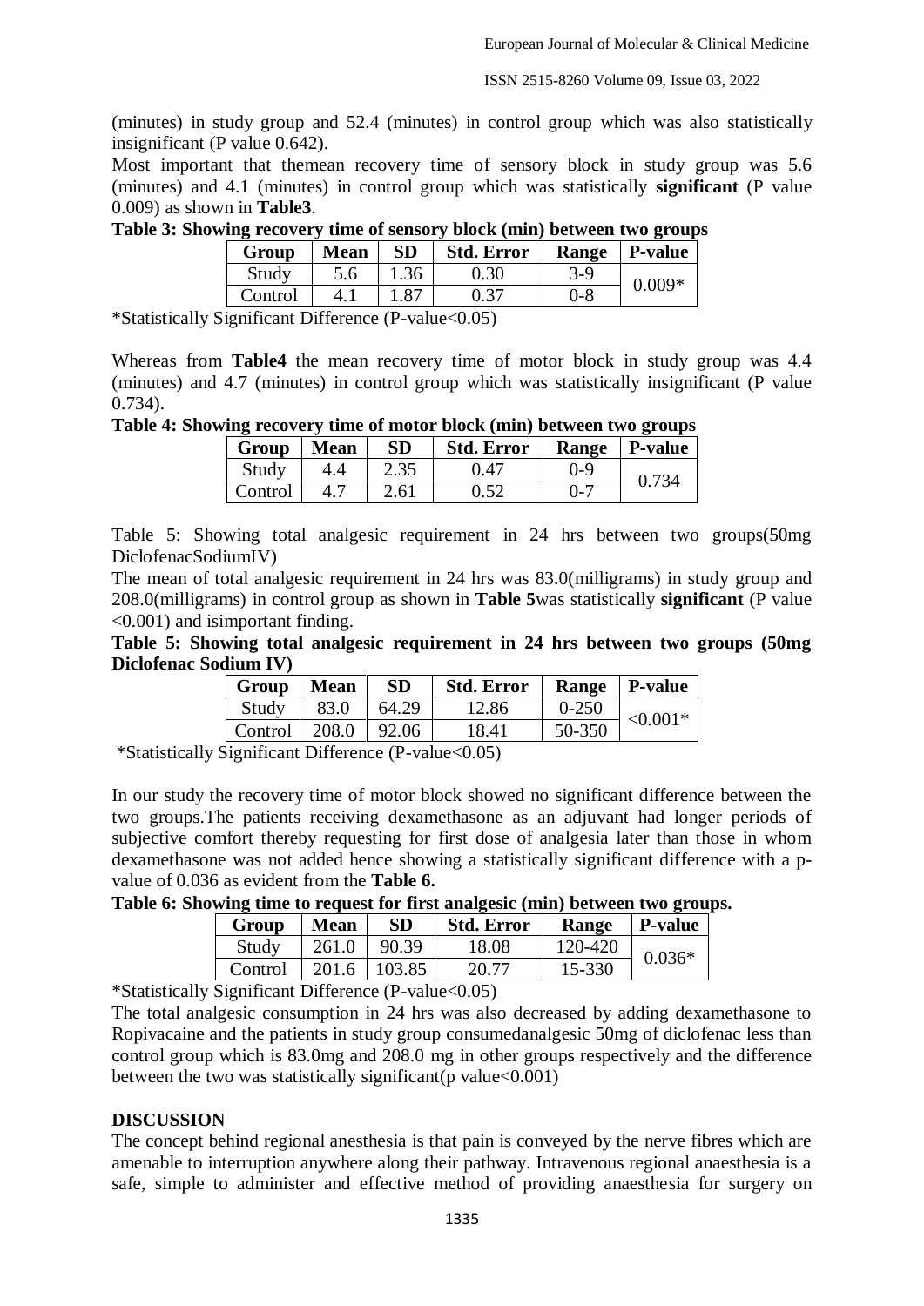(minutes) in study group and 52.4 (minutes) in control group which was also statistically insignificant (P value 0.642).

Most important that themean recovery time of sensory block in study group was 5.6 (minutes) and 4.1 (minutes) in control group which was statistically **significant** (P value 0.009) as shown in **Table3**.

**Table 3: Showing recovery time of sensory block (min) between two groups**

| Group | Mean | SD | Std. Error | Range | P-value |
|---|---|---|---|---|---|
| Study | 5.6 | 1.36 | 0.30 | 3-9 | 0.009* |
| Control | 4.1 | 1.87 | 0.37 | 0-8 | |

*Statistically Significant Difference (P-value<0.05)

Whereas from **Table4** the mean recovery time of motor block in study group was 4.4 (minutes) and 4.7 (minutes) in control group which was statistically insignificant (P value 0.734).

**Table 4: Showing recovery time of motor block (min) between two groups**

| Group | Mean | SD | Std. Error | Range | P-value |
|---|---|---|---|---|---|
| Study | 4.4 | 2.35 | 0.47 | 0-9 | 0.734 |
| Control | 4.7 | 2.61 | 0.52 | 0-7 | |

Table 5: Showing total analgesic requirement in 24 hrs between two groups(50mg DiclofenacSodiumIV)

The mean of total analgesic requirement in 24 hrs was 83.0(milligrams) in study group and 208.0(milligrams) in control group as shown in **Table 5**was statistically **significant** (P value <0.001) and isimportant finding.

**Table 5: Showing total analgesic requirement in 24 hrs between two groups (50mg Diclofenac Sodium IV)**

| Group | Mean | SD | Std. Error | Range | P-value |
|---|---|---|---|---|---|
| Study | 83.0 | 64.29 | 12.86 | 0-250 | <0.001* |
| Control | 208.0 | 92.06 | 18.41 | 50-350 | |

*Statistically Significant Difference (P-value<0.05)

In our study the recovery time of motor block showed no significant difference between the two groups.The patients receiving dexamethasone as an adjuvant had longer periods of subjective comfort thereby requesting for first dose of analgesia later than those in whom dexamethasone was not added hence showing a statistically significant difference with a p-value of 0.036 as evident from the **Table 6.**

**Table 6: Showing time to request for first analgesic (min) between two groups.**

| Group | Mean | SD | Std. Error | Range | P-value |
|---|---|---|---|---|---|
| Study | 261.0 | 90.39 | 18.08 | 120-420 | 0.036* |
| Control | 201.6 | 103.85 | 20.77 | 15-330 | |

*Statistically Significant Difference (P-value<0.05)

The total analgesic consumption in 24 hrs was also decreased by adding dexamethasone to Ropivacaine and the patients in study group consumedanalgesic 50mg of diclofenac less than control group which is 83.0mg and 208.0 mg in other groups respectively and the difference between the two was statistically significant(p value<0.001)

## DISCUSSION

The concept behind regional anesthesia is that pain is conveyed by the nerve fibres which are amenable to interruption anywhere along their pathway. Intravenous regional anaesthesia is a safe, simple to administer and effective method of providing anaesthesia for surgery on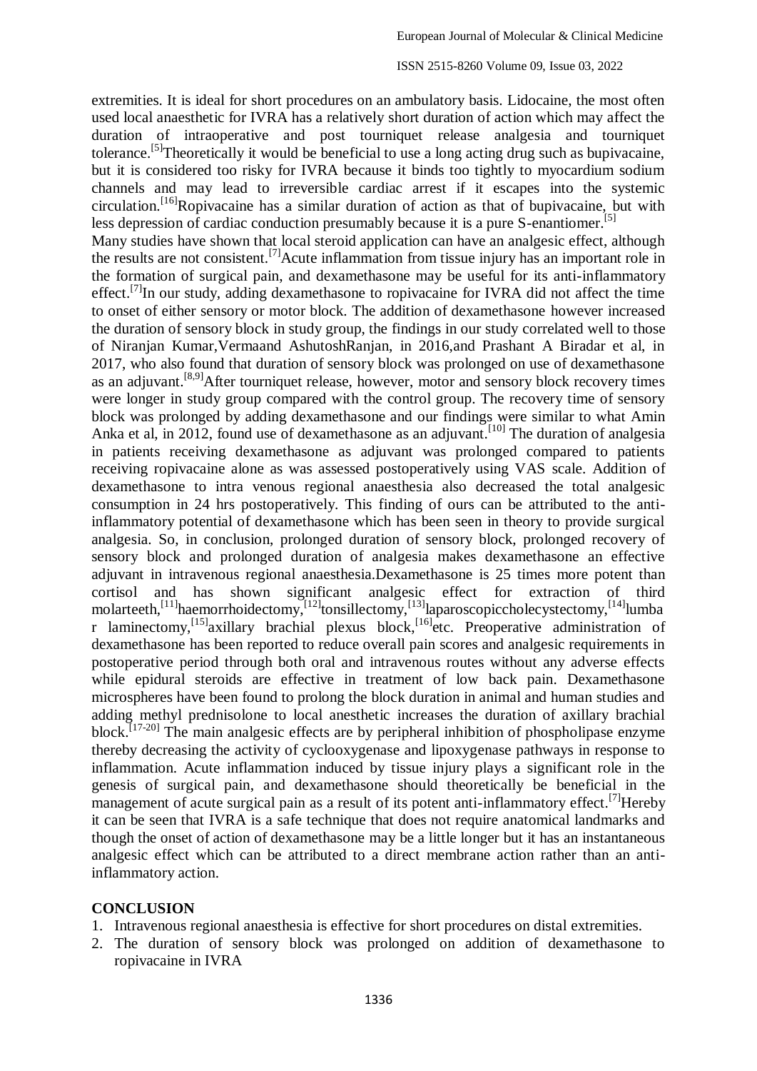extremities. It is ideal for short procedures on an ambulatory basis. Lidocaine, the most often used local anaesthetic for IVRA has a relatively short duration of action which may affect the duration of intraoperative and post tourniquet release analgesia and tourniquet tolerance.[5]Theoretically it would be beneficial to use a long acting drug such as bupivacaine, but it is considered too risky for IVRA because it binds too tightly to myocardium sodium channels and may lead to irreversible cardiac arrest if it escapes into the systemic circulation.[16]Ropivacaine has a similar duration of action as that of bupivacaine, but with less depression of cardiac conduction presumably because it is a pure S-enantiomer.[5]

Many studies have shown that local steroid application can have an analgesic effect, although the results are not consistent.[7]Acute inflammation from tissue injury has an important role in the formation of surgical pain, and dexamethasone may be useful for its anti-inflammatory effect.[7]In our study, adding dexamethasone to ropivacaine for IVRA did not affect the time to onset of either sensory or motor block. The addition of dexamethasone however increased the duration of sensory block in study group, the findings in our study correlated well to those of Niranjan Kumar,Vermaand AshutoshRanjan, in 2016,and Prashant A Biradar et al, in 2017, who also found that duration of sensory block was prolonged on use of dexamethasone as an adjuvant.[8,9]After tourniquet release, however, motor and sensory block recovery times were longer in study group compared with the control group. The recovery time of sensory block was prolonged by adding dexamethasone and our findings were similar to what Amin Anka et al, in 2012, found use of dexamethasone as an adjuvant.[10] The duration of analgesia in patients receiving dexamethasone as adjuvant was prolonged compared to patients receiving ropivacaine alone as was assessed postoperatively using VAS scale. Addition of dexamethasone to intra venous regional anaesthesia also decreased the total analgesic consumption in 24 hrs postoperatively. This finding of ours can be attributed to the anti-inflammatory potential of dexamethasone which has been seen in theory to provide surgical analgesia. So, in conclusion, prolonged duration of sensory block, prolonged recovery of sensory block and prolonged duration of analgesia makes dexamethasone an effective adjuvant in intravenous regional anaesthesia.Dexamethasone is 25 times more potent than cortisol and has shown significant analgesic effect for extraction of third molarteeth,[11]haemorrhoidectomy,[12]tonsillectomy,[13]laparoscopiccholecystectomy,[14]lumbar laminectomy,[15]axillary brachial plexus block,[16]etc. Preoperative administration of dexamethasone has been reported to reduce overall pain scores and analgesic requirements in postoperative period through both oral and intravenous routes without any adverse effects while epidural steroids are effective in treatment of low back pain. Dexamethasone microspheres have been found to prolong the block duration in animal and human studies and adding methyl prednisolone to local anesthetic increases the duration of axillary brachial block.[17-20] The main analgesic effects are by peripheral inhibition of phospholipase enzyme thereby decreasing the activity of cyclooxygenase and lipoxygenase pathways in response to inflammation. Acute inflammation induced by tissue injury plays a significant role in the genesis of surgical pain, and dexamethasone should theoretically be beneficial in the management of acute surgical pain as a result of its potent anti-inflammatory effect.[7]Hereby it can be seen that IVRA is a safe technique that does not require anatomical landmarks and though the onset of action of dexamethasone may be a little longer but it has an instantaneous analgesic effect which can be attributed to a direct membrane action rather than an anti-inflammatory action.

## CONCLUSION

1. Intravenous regional anaesthesia is effective for short procedures on distal extremities.
2. The duration of sensory block was prolonged on addition of dexamethasone to ropivacaine in IVRA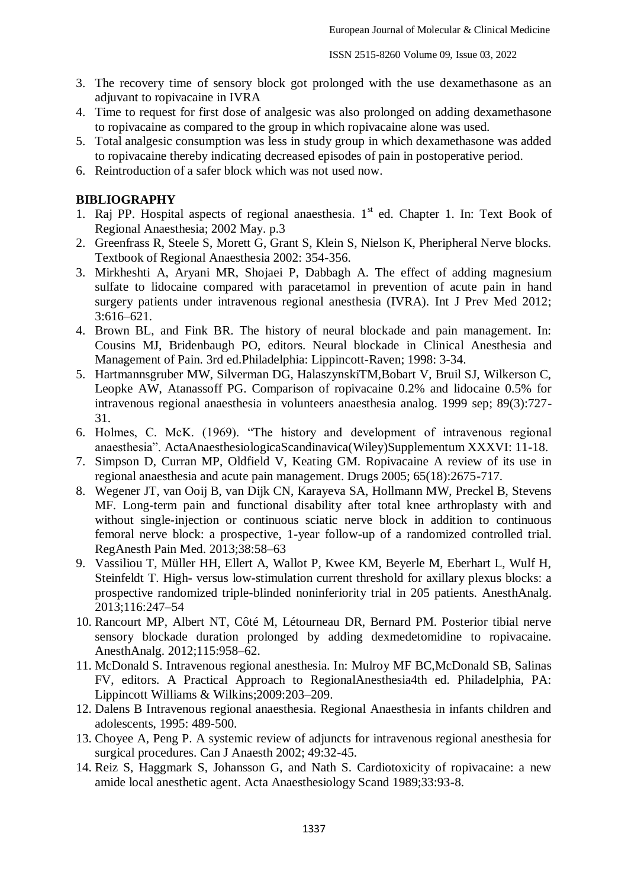3. The recovery time of sensory block got prolonged with the use dexamethasone as an adjuvant to ropivacaine in IVRA
4. Time to request for first dose of analgesic was also prolonged on adding dexamethasone to ropivacaine as compared to the group in which ropivacaine alone was used.
5. Total analgesic consumption was less in study group in which dexamethasone was added to ropivacaine thereby indicating decreased episodes of pain in postoperative period.
6. Reintroduction of a safer block which was not used now.

## BIBLIOGRAPHY

1. Raj PP. Hospital aspects of regional anaesthesia. 1st ed. Chapter 1. In: Text Book of Regional Anaesthesia; 2002 May. p.3
2. Greenfrass R, Steele S, Morett G, Grant S, Klein S, Nielson K, Pheripheral Nerve blocks. Textbook of Regional Anaesthesia 2002: 354-356.
3. Mirkheshti A, Aryani MR, Shojaei P, Dabbagh A. The effect of adding magnesium sulfate to lidocaine compared with paracetamol in prevention of acute pain in hand surgery patients under intravenous regional anesthesia (IVRA). Int J Prev Med 2012; 3:616–621.
4. Brown BL, and Fink BR. The history of neural blockade and pain management. In: Cousins MJ, Bridenbaugh PO, editors. Neural blockade in Clinical Anesthesia and Management of Pain. 3rd ed.Philadelphia: Lippincott-Raven; 1998: 3-34.
5. Hartmannsgruber MW, Silverman DG, HalaszynskiTM,Bobart V, Bruil SJ, Wilkerson C, Leopke AW, Atanassoff PG. Comparison of ropivacaine 0.2% and lidocaine 0.5% for intravenous regional anaesthesia in volunteers anaesthesia analog. 1999 sep; 89(3):727-31.
6. Holmes, C. McK. (1969). "The history and development of intravenous regional anaesthesia". ActaAnaesthesiologicaScandinavica(Wiley)Supplementum XXXVI: 11-18.
7. Simpson D, Curran MP, Oldfield V, Keating GM. Ropivacaine A review of its use in regional anaesthesia and acute pain management. Drugs 2005; 65(18):2675-717.
8. Wegener JT, van Ooij B, van Dijk CN, Karayeva SA, Hollmann MW, Preckel B, Stevens MF. Long-term pain and functional disability after total knee arthroplasty with and without single-injection or continuous sciatic nerve block in addition to continuous femoral nerve block: a prospective, 1-year follow-up of a randomized controlled trial. RegAnesth Pain Med. 2013;38:58–63
9. Vassiliou T, Müller HH, Ellert A, Wallot P, Kwee KM, Beyerle M, Eberhart L, Wulf H, Steinfeldt T. High- versus low-stimulation current threshold for axillary plexus blocks: a prospective randomized triple-blinded noninferiority trial in 205 patients. AnesthAnalg. 2013;116:247–54
10. Rancourt MP, Albert NT, Côté M, Létourneau DR, Bernard PM. Posterior tibial nerve sensory blockade duration prolonged by adding dexmedetomidine to ropivacaine. AnesthAnalg. 2012;115:958–62.
11. McDonald S. Intravenous regional anesthesia. In: Mulroy MF BC,McDonald SB, Salinas FV, editors. A Practical Approach to RegionalAnesthesia4th ed. Philadelphia, PA: Lippincott Williams & Wilkins;2009:203–209.
12. Dalens B Intravenous regional anaesthesia. Regional Anaesthesia in infants children and adolescents, 1995: 489-500.
13. Choyee A, Peng P. A systemic review of adjuncts for intravenous regional anesthesia for surgical procedures. Can J Anaesth 2002; 49:32-45.
14. Reiz S, Haggmark S, Johansson G, and Nath S. Cardiotoxicity of ropivacaine: a new amide local anesthetic agent. Acta Anaesthesiology Scand 1989;33:93-8.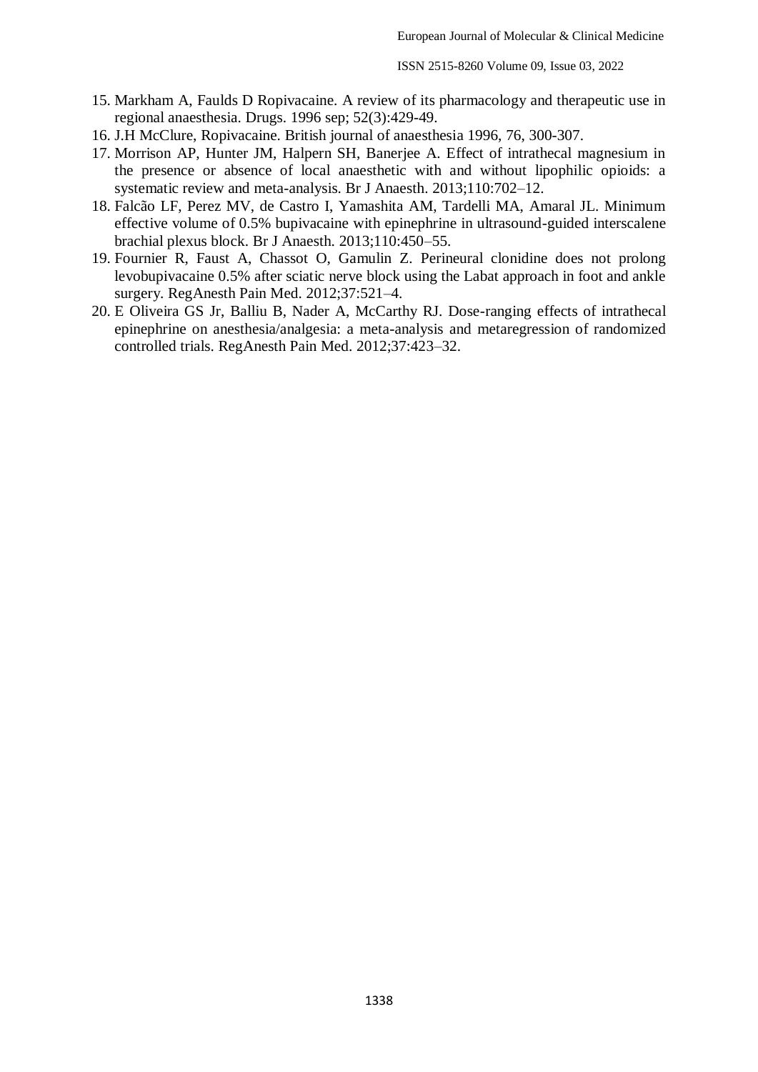15. Markham A, Faulds D Ropivacaine. A review of its pharmacology and therapeutic use in regional anaesthesia. Drugs. 1996 sep; 52(3):429-49.
16. J.H McClure, Ropivacaine. British journal of anaesthesia 1996, 76, 300-307.
17. Morrison AP, Hunter JM, Halpern SH, Banerjee A. Effect of intrathecal magnesium in the presence or absence of local anaesthetic with and without lipophilic opioids: a systematic review and meta-analysis. Br J Anaesth. 2013;110:702–12.
18. Falcão LF, Perez MV, de Castro I, Yamashita AM, Tardelli MA, Amaral JL. Minimum effective volume of 0.5% bupivacaine with epinephrine in ultrasound-guided interscalene brachial plexus block. Br J Anaesth. 2013;110:450–55.
19. Fournier R, Faust A, Chassot O, Gamulin Z. Perineural clonidine does not prolong levobupivacaine 0.5% after sciatic nerve block using the Labat approach in foot and ankle surgery. RegAnesth Pain Med. 2012;37:521–4.
20. E Oliveira GS Jr, Balliu B, Nader A, McCarthy RJ. Dose-ranging effects of intrathecal epinephrine on anesthesia/analgesia: a meta-analysis and metaregression of randomized controlled trials. RegAnesth Pain Med. 2012;37:423–32.